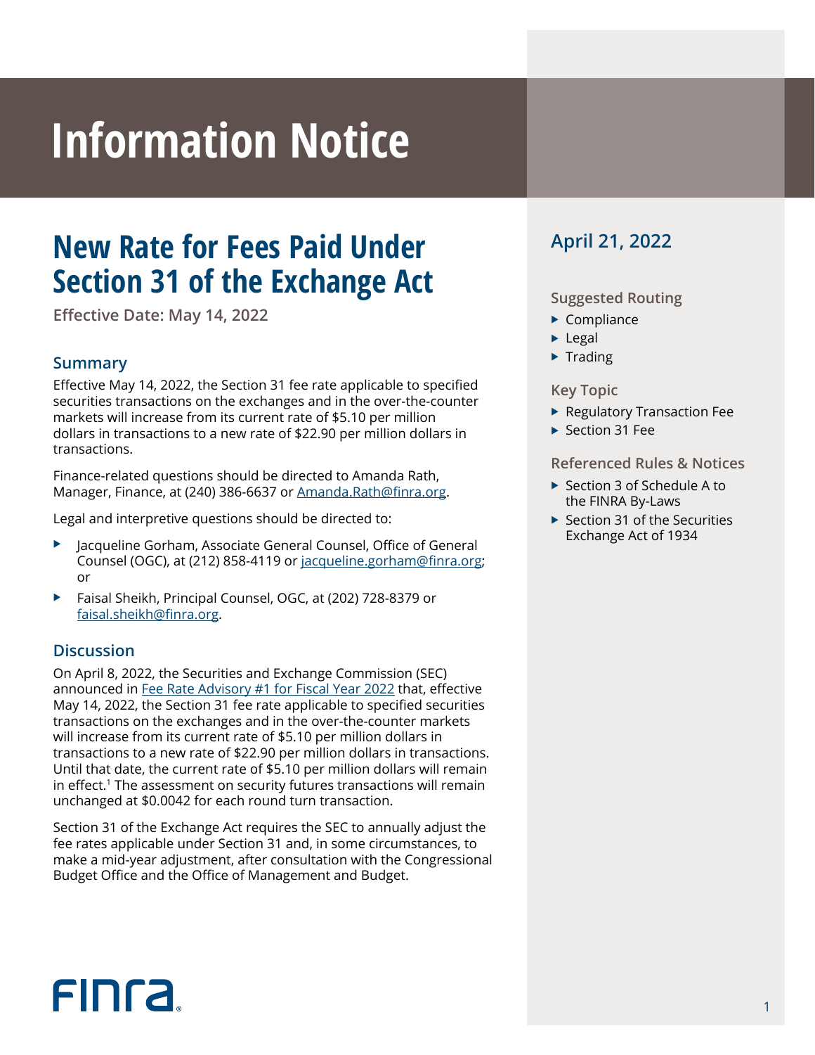# Information Notice

## New Rate for Fees Paid Under Section 31 of the Exchange Act

**Effective Date: May 14, 2022**

### April 21, 2022

#### Suggested Routing

- Compliance
- Legal
- Trading

#### Key Topic

- Regulatory Transaction Fee
- Section 31 Fee

#### Referenced Rules & Notices

- Section 3 of Schedule A to the FINRA By-Laws
- Section 31 of the Securities Exchange Act of 1934

### Summary

Effective May 14, 2022, the Section 31 fee rate applicable to specified securities transactions on the exchanges and in the over-the-counter markets will increase from its current rate of $5.10 per million dollars in transactions to a new rate of $22.90 per million dollars in transactions.

Finance-related questions should be directed to Amanda Rath, Manager, Finance, at (240) 386-6637 or Amanda.Rath@finra.org.

Legal and interpretive questions should be directed to:

- Jacqueline Gorham, Associate General Counsel, Office of General Counsel (OGC), at (212) 858-4119 or jacqueline.gorham@finra.org; or
- Faisal Sheikh, Principal Counsel, OGC, at (202) 728-8379 or faisal.sheikh@finra.org.

### Discussion

On April 8, 2022, the Securities and Exchange Commission (SEC) announced in Fee Rate Advisory #1 for Fiscal Year 2022 that, effective May 14, 2022, the Section 31 fee rate applicable to specified securities transactions on the exchanges and in the over-the-counter markets will increase from its current rate of $5.10 per million dollars in transactions to a new rate of $22.90 per million dollars in transactions. Until that date, the current rate of $5.10 per million dollars will remain in effect.[1] The assessment on security futures transactions will remain unchanged at $0.0042 for each round turn transaction.

Section 31 of the Exchange Act requires the SEC to annually adjust the fee rates applicable under Section 31 and, in some circumstances, to make a mid-year adjustment, after consultation with the Congressional Budget Office and the Office of Management and Budget.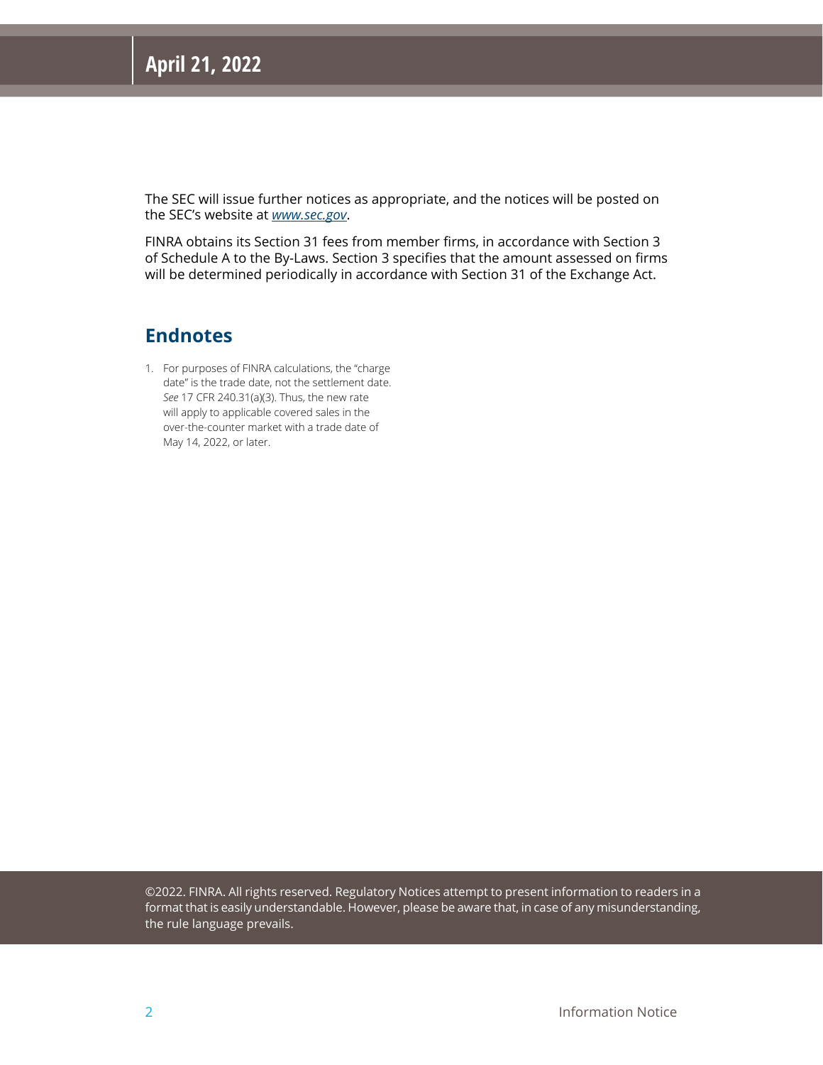The SEC will issue further notices as appropriate, and the notices will be posted on the SEC's website at *www.sec.gov*.

FINRA obtains its Section 31 fees from member firms, in accordance with Section 3 of Schedule A to the By-Laws. Section 3 specifies that the amount assessed on firms will be determined periodically in accordance with Section 31 of the Exchange Act.

## Endnotes

1. For purposes of FINRA calculations, the "charge date" is the trade date, not the settlement date. *See* 17 CFR 240.31(a)(3). Thus, the new rate will apply to applicable covered sales in the over-the-counter market with a trade date of May 14, 2022, or later.

©2022. FINRA. All rights reserved. Regulatory Notices attempt to present information to readers in a format that is easily understandable. However, please be aware that, in case of any misunderstanding, the rule language prevails.